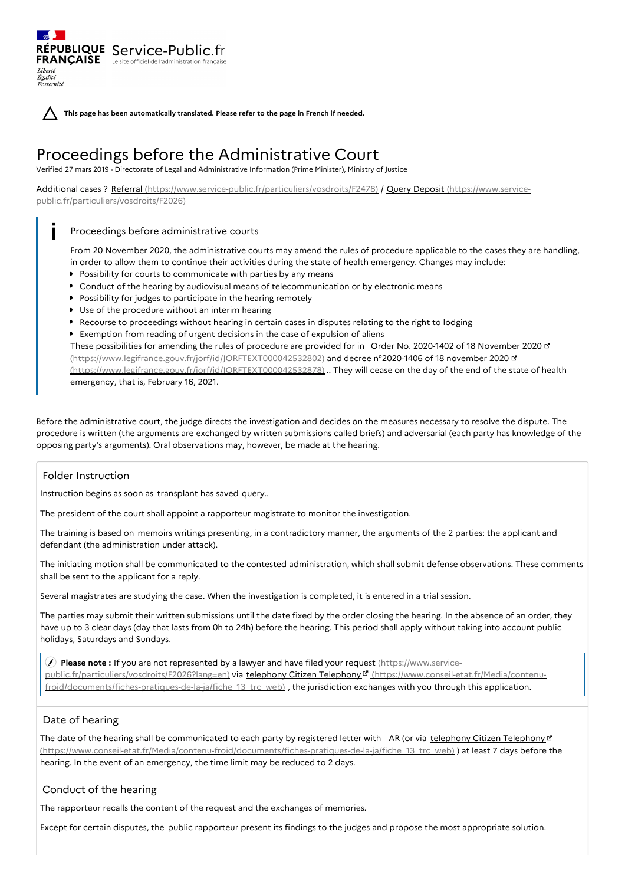**This page has been automatically translated. Please refer to the page in French if needed.**

# Proceedings before the Administrative Court

Verified 27 mars 2019 - Directorate of Legal and Administrative Information (Prime Minister), Ministry of Justice

Additional cases ? Referral (https://www.service-public.fr/particuliers/vosdroits/F2478) / Query Deposit (https://www.service-public.fr/particuliers/vosdroits/F2026)

> **Proceedings before administrative courts**
>
> From 20 November 2020, the administrative courts may amend the rules of procedure applicable to the cases they are handling, in order to allow them to continue their activities during the state of health emergency. Changes may include:
>
> - Possibility for courts to communicate with parties by any means
> - Conduct of the hearing by audiovisual means of telecommunication or by electronic means
> - Possibility for judges to participate in the hearing remotely
> - Use of the procedure without an interim hearing
> - Recourse to proceedings without hearing in certain cases in disputes relating to the right to lodging
> - Exemption from reading of urgent decisions in the case of expulsion of aliens
>
> These possibilities for amending the rules of procedure are provided for in Order No. 2020-1402 of 18 November 2020 (https://www.legifrance.gouv.fr/jorf/id/JORFTEXT000042532802) and decree n°2020-1406 of 18 november 2020 (https://www.legifrance.gouv.fr/jorf/id/JORFTEXT000042532878) .. They will cease on the day of the end of the state of health emergency, that is, February 16, 2021.

Before the administrative court, the judge directs the investigation and decides on the measures necessary to resolve the dispute. The procedure is written (the arguments are exchanged by written submissions called briefs) and adversarial (each party has knowledge of the opposing party's arguments). Oral observations may, however, be made at the hearing.

## Folder Instruction

Instruction begins as soon as transplant has saved query..

The president of the court shall appoint a rapporteur magistrate to monitor the investigation.

The training is based on memoirs writings presenting, in a contradictory manner, the arguments of the 2 parties: the applicant and defendant (the administration under attack).

The initiating motion shall be communicated to the contested administration, which shall submit defense observations. These comments shall be sent to the applicant for a reply.

Several magistrates are studying the case. When the investigation is completed, it is entered in a trial session.

The parties may submit their written submissions until the date fixed by the order closing the hearing. In the absence of an order, they have up to 3 clear days (day that lasts from 0h to 24h) before the hearing. This period shall apply without taking into account public holidays, Saturdays and Sundays.

> **Please note :** If you are not represented by a lawyer and have filed your request (https://www.service-public.fr/particuliers/vosdroits/F2026?lang=en) via telephony Citizen Telephony (https://www.conseil-etat.fr/Media/contenu-froid/documents/fiches-pratiques-de-la-ja/fiche_13_trc_web) , the jurisdiction exchanges with you through this application.

## Date of hearing

The date of the hearing shall be communicated to each party by registered letter with AR (or via telephony Citizen Telephony (https://www.conseil-etat.fr/Media/contenu-froid/documents/fiches-pratiques-de-la-ja/fiche_13_trc_web) ) at least 7 days before the hearing. In the event of an emergency, the time limit may be reduced to 2 days.

## Conduct of the hearing

The rapporteur recalls the content of the request and the exchanges of memories.

Except for certain disputes, the public rapporteur present its findings to the judges and propose the most appropriate solution.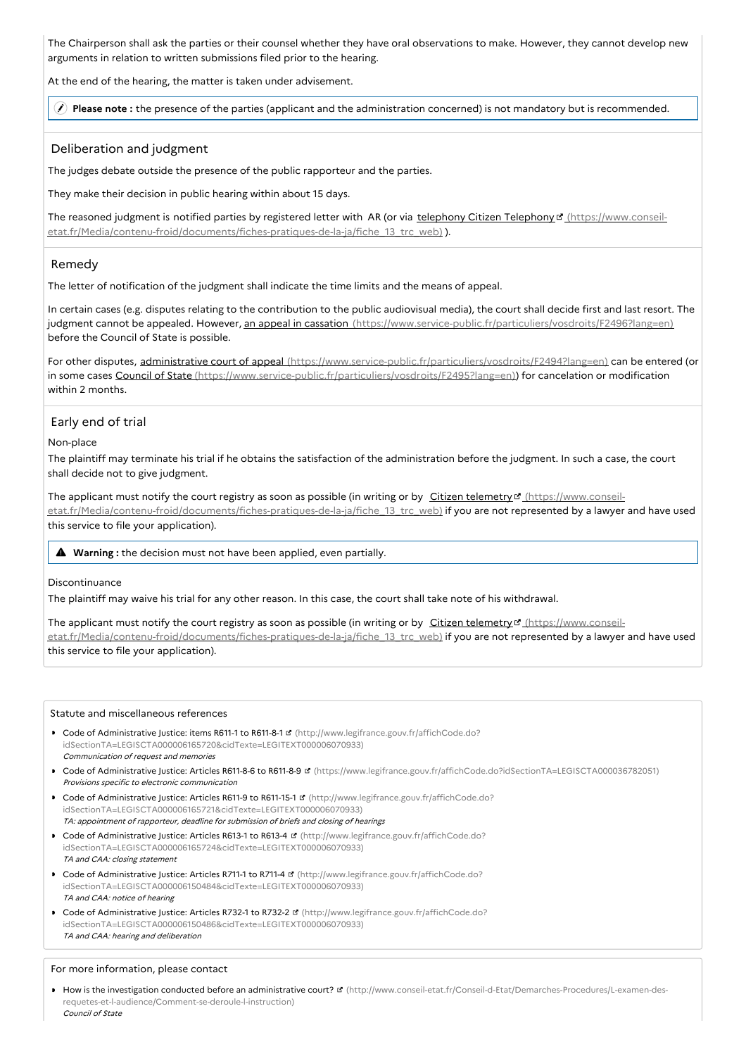The Chairperson shall ask the parties or their counsel whether they have oral observations to make. However, they cannot develop new arguments in relation to written submissions filed prior to the hearing.

At the end of the hearing, the matter is taken under advisement.

> **Please note :** the presence of the parties (applicant and the administration concerned) is not mandatory but is recommended.

## Deliberation and judgment

The judges debate outside the presence of the public rapporteur and the parties.

They make their decision in public hearing within about 15 days.

The reasoned judgment is notified parties by registered letter with AR (or via [telephony Citizen Telephony (https://www.conseil-etat.fr/Media/contenu-froid/documents/fiches-pratiques-de-la-ja/fiche_13_trc_web)](https://www.conseil-etat.fr/Media/contenu-froid/documents/fiches-pratiques-de-la-ja/fiche_13_trc_web) ).

## Remedy

The letter of notification of the judgment shall indicate the time limits and the means of appeal.

In certain cases (e.g. disputes relating to the contribution to the public audiovisual media), the court shall decide first and last resort. The judgment cannot be appealed. However, [an appeal in cassation (https://www.service-public.fr/particuliers/vosdroits/F2496?lang=en)](https://www.service-public.fr/particuliers/vosdroits/F2496?lang=en) before the Council of State is possible.

For other disputes, [administrative court of appeal (https://www.service-public.fr/particuliers/vosdroits/F2494?lang=en)](https://www.service-public.fr/particuliers/vosdroits/F2494?lang=en) can be entered (or in some cases [Council of State (https://www.service-public.fr/particuliers/vosdroits/F2495?lang=en)](https://www.service-public.fr/particuliers/vosdroits/F2495?lang=en)) for cancelation or modification within 2 months.

## Early end of trial

Non-place

The plaintiff may terminate his trial if he obtains the satisfaction of the administration before the judgment. In such a case, the court shall decide not to give judgment.

The applicant must notify the court registry as soon as possible (in writing or by [Citizen telemetry (https://www.conseil-etat.fr/Media/contenu-froid/documents/fiches-pratiques-de-la-ja/fiche_13_trc_web)](https://www.conseil-etat.fr/Media/contenu-froid/documents/fiches-pratiques-de-la-ja/fiche_13_trc_web) if you are not represented by a lawyer and have used this service to file your application).

> **Warning :** the decision must not have been applied, even partially.

Discontinuance

The plaintiff may waive his trial for any other reason. In this case, the court shall take note of his withdrawal.

The applicant must notify the court registry as soon as possible (in writing or by [Citizen telemetry (https://www.conseil-etat.fr/Media/contenu-froid/documents/fiches-pratiques-de-la-ja/fiche_13_trc_web)](https://www.conseil-etat.fr/Media/contenu-froid/documents/fiches-pratiques-de-la-ja/fiche_13_trc_web) if you are not represented by a lawyer and have used this service to file your application).

## Statute and miscellaneous references

- Code of Administrative Justice: items R611-1 to R611-8-1 (http://www.legifrance.gouv.fr/affichCode.do?idSectionTA=LEGISCTA000006165720&cidTexte=LEGITEXT000006070933)
  *Communication of request and memories*
- Code of Administrative Justice: Articles R611-8-6 to R611-8-9 (https://www.legifrance.gouv.fr/affichCode.do?idSectionTA=LEGISCTA000036782051)
  *Provisions specific to electronic communication*
- Code of Administrative Justice: Articles R611-9 to R611-15-1 (http://www.legifrance.gouv.fr/affichCode.do?idSectionTA=LEGISCTA000006165721&cidTexte=LEGITEXT000006070933)
  *TA: appointment of rapporteur, deadline for submission of briefs and closing of hearings*
- Code of Administrative Justice: Articles R613-1 to R613-4 (http://www.legifrance.gouv.fr/affichCode.do?idSectionTA=LEGISCTA000006165724&cidTexte=LEGITEXT000006070933)
  *TA and CAA: closing statement*
- Code of Administrative Justice: Articles R711-1 to R711-4 (http://www.legifrance.gouv.fr/affichCode.do?idSectionTA=LEGISCTA000006150484&cidTexte=LEGITEXT000006070933)
  *TA and CAA: notice of hearing*
- Code of Administrative Justice: Articles R732-1 to R732-2 (http://www.legifrance.gouv.fr/affichCode.do?idSectionTA=LEGISCTA000006150486&cidTexte=LEGITEXT000006070933)
  *TA and CAA: hearing and deliberation*

## For more information, please contact

- How is the investigation conducted before an administrative court? (http://www.conseil-etat.fr/Conseil-d-Etat/Demarches-Procedures/L-examen-des-requetes-et-l-audience/Comment-se-deroule-l-instruction)
  *Council of State*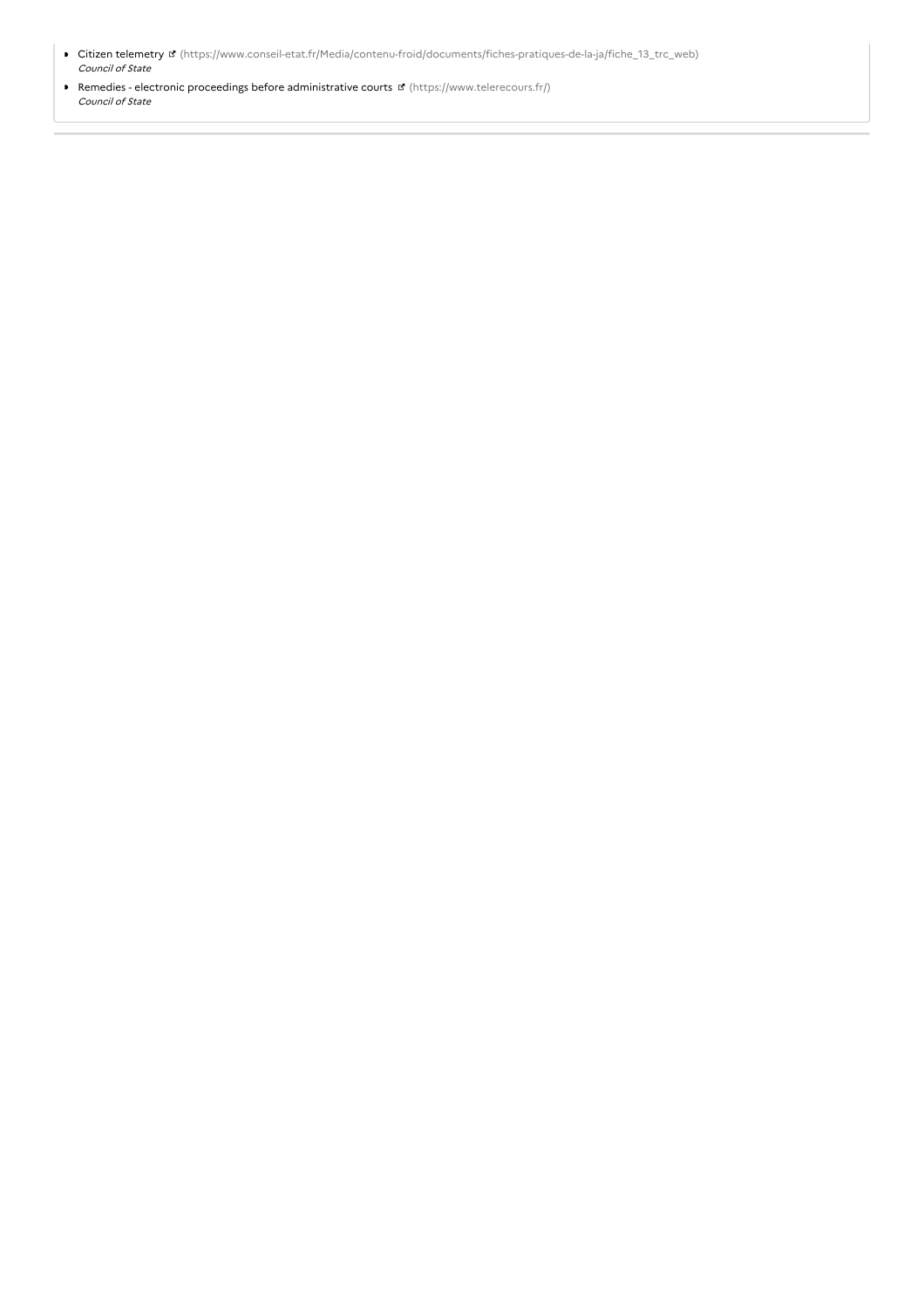- Citizen telemetry (https://www.conseil-etat.fr/Media/contenu-froid/documents/fiches-pratiques-de-la-ja/fiche_13_trc_web)
  *Council of State*
- Remedies - electronic proceedings before administrative courts (https://www.telerecours.fr/)
  *Council of State*